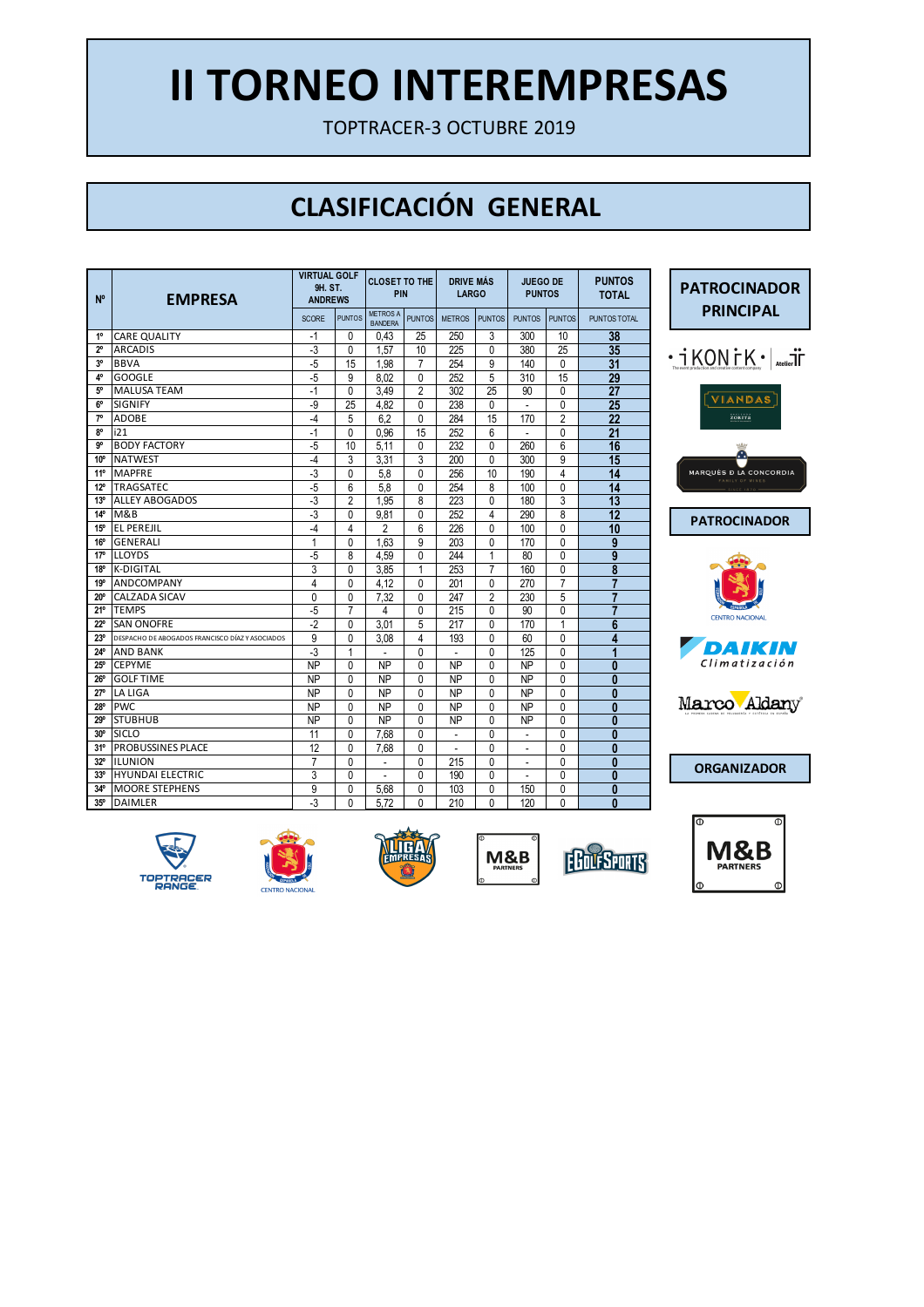# II TORNEO INTEREMPRESAS

TOPTRACER-3 OCTUBRE 2019

## CLASIFICACIÓN GENERAL

| Nº | EMPRESA | VIRTUAL GOLF 9H. ST. ANDREWS | | CLOSET TO THE PIN | | DRIVE MÁS LARGO | | JUEGO DE PUNTOS | | PUNTOS TOTAL |
|---|---|---|---|---|---|---|---|---|---|---|
| | | SCORE | PUNTOS | METROS A BANDERA | PUNTOS | METROS | PUNTOS | PUNTOS | PUNTOS | PUNTOS TOTAL |
| 1º | CARE QUALITY | -1 | 0 | 0,43 | 25 | 250 | 3 | 300 | 10 | 38 |
| 2º | ARCADIS | -3 | 0 | 1,57 | 10 | 225 | 0 | 380 | 25 | 35 |
| 3º | BBVA | -5 | 15 | 1,98 | 7 | 254 | 9 | 140 | 0 | 31 |
| 4º | GOOGLE | -5 | 9 | 8,02 | 0 | 252 | 5 | 310 | 15 | 29 |
| 5º | MALUSA TEAM | -1 | 0 | 3,49 | 2 | 302 | 25 | 90 | 0 | 27 |
| 6º | SIGNIFY | -9 | 25 | 4,82 | 0 | 238 | 0 | - | 0 | 25 |
| 7º | ADOBE | -4 | 5 | 6,2 | 0 | 284 | 15 | 170 | 2 | 22 |
| 8º | i21 | -1 | 0 | 0,96 | 15 | 252 | 6 | - | 0 | 21 |
| 9º | BODY FACTORY | -5 | 10 | 5,11 | 0 | 232 | 0 | 260 | 6 | 16 |
| 10º | NATWEST | -4 | 3 | 3,31 | 3 | 200 | 0 | 300 | 9 | 15 |
| 11º | MAPFRE | -3 | 0 | 5,8 | 0 | 256 | 10 | 190 | 4 | 14 |
| 12º | TRAGSATEC | -5 | 6 | 5,8 | 0 | 254 | 8 | 100 | 0 | 14 |
| 13º | ALLEY ABOGADOS | -3 | 2 | 1,95 | 8 | 223 | 0 | 180 | 3 | 13 |
| 14º | M&B | -3 | 0 | 9,81 | 0 | 252 | 4 | 290 | 8 | 12 |
| 15º | EL PEREJIL | -4 | 4 | 2 | 6 | 226 | 0 | 100 | 0 | 10 |
| 16º | GENERALI | 1 | 0 | 1,63 | 9 | 203 | 0 | 170 | 0 | 9 |
| 17º | LLOYDS | -5 | 8 | 4,59 | 0 | 244 | 1 | 80 | 0 | 9 |
| 18º | K-DIGITAL | 3 | 0 | 3,85 | 1 | 253 | 7 | 160 | 0 | 8 |
| 19º | ANDCOMPANY | 4 | 0 | 4,12 | 0 | 201 | 0 | 270 | 7 | 7 |
| 20º | CALZADA SICAV | 0 | 0 | 7,32 | 0 | 247 | 2 | 230 | 5 | 7 |
| 21º | TEMPS | -5 | 7 | 4 | 0 | 215 | 0 | 90 | 0 | 7 |
| 22º | SAN ONOFRE | -2 | 0 | 3,01 | 5 | 217 | 0 | 170 | 1 | 6 |
| 23º | DESPACHO DE ABOGADOS FRANCISCO DÍAZ Y ASOCIADOS | 9 | 0 | 3,08 | 4 | 193 | 0 | 60 | 0 | 4 |
| 24º | AND BANK | -3 | 1 | - | 0 | - | 0 | 125 | 0 | 1 |
| 25º | CEPYME | NP | 0 | NP | 0 | NP | 0 | NP | 0 | 0 |
| 26º | GOLF TIME | NP | 0 | NP | 0 | NP | 0 | NP | 0 | 0 |
| 27º | LA LIGA | NP | 0 | NP | 0 | NP | 0 | NP | 0 | 0 |
| 28º | PWC | NP | 0 | NP | 0 | NP | 0 | NP | 0 | 0 |
| 29º | STUBHUB | NP | 0 | NP | 0 | NP | 0 | NP | 0 | 0 |
| 30º | SICLO | 11 | 0 | 7,68 | 0 | - | 0 | - | 0 | 0 |
| 31º | PROBUSSINES PLACE | 12 | 0 | 7,68 | 0 | - | 0 | - | 0 | 0 |
| 32º | ILUNION | 7 | 0 | - | 0 | 215 | 0 | - | 0 | 0 |
| 33º | HYUNDAI ELECTRIC | 3 | 0 | - | 0 | 190 | 0 | - | 0 | 0 |
| 34º | MOORE STEPHENS | 9 | 0 | 5,68 | 0 | 103 | 0 | 150 | 0 | 0 |
| 35º | DAIMLER | -3 | 0 | 5,72 | 0 | 210 | 0 | 120 | 0 | 0 |

**PATROCINADOR PRINCIPAL**

**PATROCINADOR**

**ORGANIZADOR**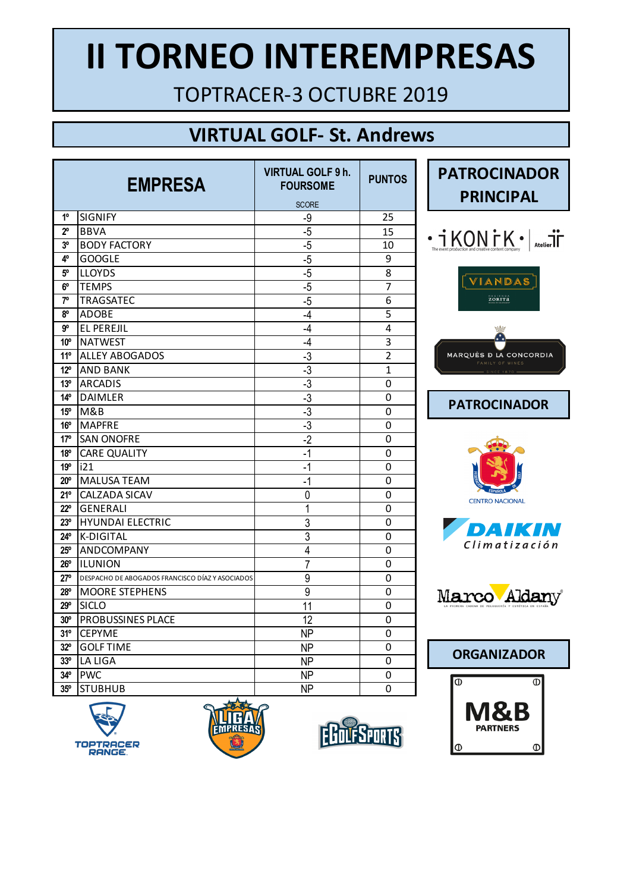# II TORNEO INTEREMPRESAS

TOPTRACER-3 OCTUBRE 2019

## VIRTUAL GOLF- St. Andrews

| | EMPRESA | VIRTUAL GOLF 9 h. FOURSOME SCORE | PUNTOS |
|---|---|---|---|
| 1º | SIGNIFY | -9 | 25 |
| 2º | BBVA | -5 | 15 |
| 3º | BODY FACTORY | -5 | 10 |
| 4º | GOOGLE | -5 | 9 |
| 5º | LLOYDS | -5 | 8 |
| 6º | TEMPS | -5 | 7 |
| 7º | TRAGSATEC | -5 | 6 |
| 8º | ADOBE | -4 | 5 |
| 9º | EL PEREJIL | -4 | 4 |
| 10º | NATWEST | -4 | 3 |
| 11º | ALLEY ABOGADOS | -3 | 2 |
| 12º | AND BANK | -3 | 1 |
| 13º | ARCADIS | -3 | 0 |
| 14º | DAIMLER | -3 | 0 |
| 15º | M&B | -3 | 0 |
| 16º | MAPFRE | -3 | 0 |
| 17º | SAN ONOFRE | -2 | 0 |
| 18º | CARE QUALITY | -1 | 0 |
| 19º | i21 | -1 | 0 |
| 20º | MALUSA TEAM | -1 | 0 |
| 21º | CALZADA SICAV | 0 | 0 |
| 22º | GENERALI | 1 | 0 |
| 23º | HYUNDAI ELECTRIC | 3 | 0 |
| 24º | K-DIGITAL | 3 | 0 |
| 25º | ANDCOMPANY | 4 | 0 |
| 26º | ILUNION | 7 | 0 |
| 27º | DESPACHO DE ABOGADOS FRANCISCO DÍAZ Y ASOCIADOS | 9 | 0 |
| 28º | MOORE STEPHENS | 9 | 0 |
| 29º | SICLO | 11 | 0 |
| 30º | PROBUSSINES PLACE | 12 | 0 |
| 31º | CEPYME | NP | 0 |
| 32º | GOLF TIME | NP | 0 |
| 33º | LA LIGA | NP | 0 |
| 34º | PWC | NP | 0 |
| 35º | STUBHUB | NP | 0 |

**PATROCINADOR PRINCIPAL**

iKONIK · Atelier · VIANDAS ZORITA · MARQUÉS DE LA CONCORDIA FAMILY OF WINES

**PATROCINADOR**

CENTRO NACIONAL · DAIKIN Climatización · Marco Aldany

**ORGANIZADOR**

M&B PARTNERS

TOPTRACER RANGE · LIGA EMPRESAS · EGOLFSPORTS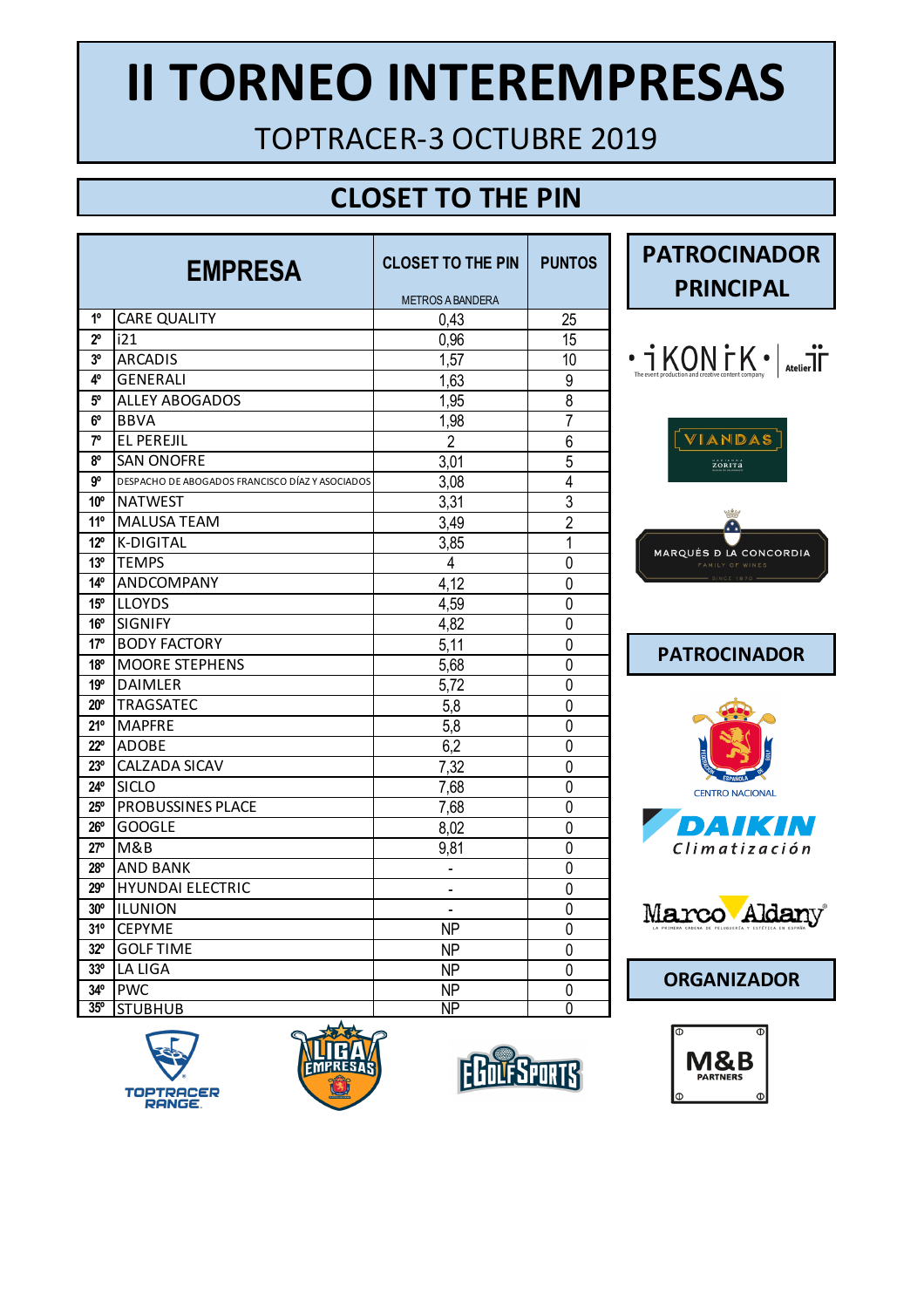# II TORNEO INTEREMPRESAS

TOPTRACER-3 OCTUBRE 2019

## CLOSET TO THE PIN

| | EMPRESA | CLOSET TO THE PIN METROS A BANDERA | PUNTOS |
|---|---|---|---|
| 1º | CARE QUALITY | 0,43 | 25 |
| 2º | i21 | 0,96 | 15 |
| 3º | ARCADIS | 1,57 | 10 |
| 4º | GENERALI | 1,63 | 9 |
| 5º | ALLEY ABOGADOS | 1,95 | 8 |
| 6º | BBVA | 1,98 | 7 |
| 7º | EL PEREJIL | 2 | 6 |
| 8º | SAN ONOFRE | 3,01 | 5 |
| 9º | DESPACHO DE ABOGADOS FRANCISCO DÍAZ Y ASOCIADOS | 3,08 | 4 |
| 10º | NATWEST | 3,31 | 3 |
| 11º | MALUSA TEAM | 3,49 | 2 |
| 12º | K-DIGITAL | 3,85 | 1 |
| 13º | TEMPS | 4 | 0 |
| 14º | ANDCOMPANY | 4,12 | 0 |
| 15º | LLOYDS | 4,59 | 0 |
| 16º | SIGNIFY | 4,82 | 0 |
| 17º | BODY FACTORY | 5,11 | 0 |
| 18º | MOORE STEPHENS | 5,68 | 0 |
| 19º | DAIMLER | 5,72 | 0 |
| 20º | TRAGSATEC | 5,8 | 0 |
| 21º | MAPFRE | 5,8 | 0 |
| 22º | ADOBE | 6,2 | 0 |
| 23º | CALZADA SICAV | 7,32 | 0 |
| 24º | SICLO | 7,68 | 0 |
| 25º | PROBUSSINES PLACE | 7,68 | 0 |
| 26º | GOOGLE | 8,02 | 0 |
| 27º | M&B | 9,81 | 0 |
| 28º | AND BANK | - | 0 |
| 29º | HYUNDAI ELECTRIC | - | 0 |
| 30º | ILUNION | - | 0 |
| 31º | CEPYME | NP | 0 |
| 32º | GOLF TIME | NP | 0 |
| 33º | LA LIGA | NP | 0 |
| 34º | PWC | NP | 0 |
| 35º | STUBHUB | NP | 0 |

**PATROCINADOR PRINCIPAL**

iKONiK · The event production and creative content company · Atelier

VIANDAS ZORITA

MARQUÉS DE LA CONCORDIA FAMILY OF WINES SINCE 1870

**PATROCINADOR**

CENTRO NACIONAL

DAIKIN Climatización

Marco Aldany

**ORGANIZADOR**

M&B PARTNERS

TOPTRACER RANGE · LIGA EMPRESAS · EGOLFSPORTS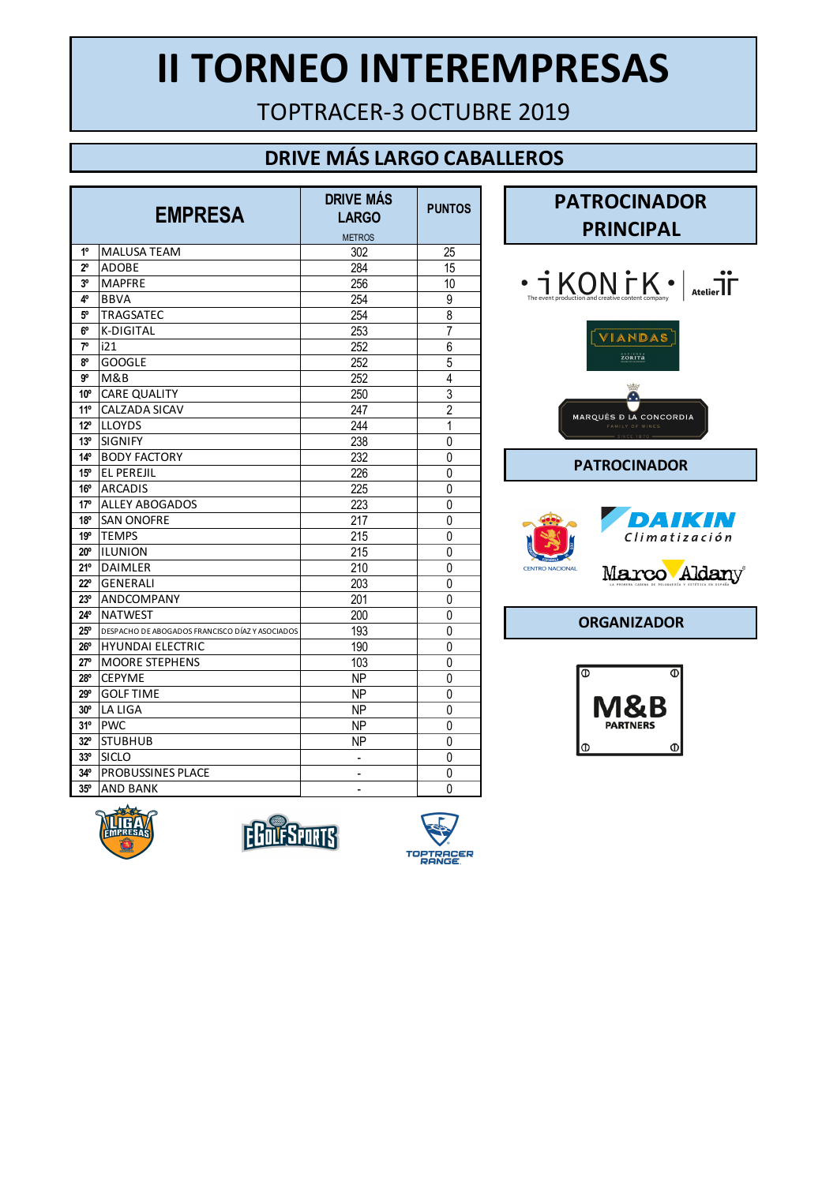# II TORNEO INTEREMPRESAS

TOPTRACER-3 OCTUBRE 2019

## DRIVE MÁS LARGO CABALLEROS

| | EMPRESA | DRIVE MÁS LARGO METROS | PUNTOS |
|---|---|---|---|
| 1º | MALUSA TEAM | 302 | 25 |
| 2º | ADOBE | 284 | 15 |
| 3º | MAPFRE | 256 | 10 |
| 4º | BBVA | 254 | 9 |
| 5º | TRAGSATEC | 254 | 8 |
| 6º | K-DIGITAL | 253 | 7 |
| 7º | i21 | 252 | 6 |
| 8º | GOOGLE | 252 | 5 |
| 9º | M&B | 252 | 4 |
| 10º | CARE QUALITY | 250 | 3 |
| 11º | CALZADA SICAV | 247 | 2 |
| 12º | LLOYDS | 244 | 1 |
| 13º | SIGNIFY | 238 | 0 |
| 14º | BODY FACTORY | 232 | 0 |
| 15º | EL PEREJIL | 226 | 0 |
| 16º | ARCADIS | 225 | 0 |
| 17º | ALLEY ABOGADOS | 223 | 0 |
| 18º | SAN ONOFRE | 217 | 0 |
| 19º | TEMPS | 215 | 0 |
| 20º | ILUNION | 215 | 0 |
| 21º | DAIMLER | 210 | 0 |
| 22º | GENERALI | 203 | 0 |
| 23º | ANDCOMPANY | 201 | 0 |
| 24º | NATWEST | 200 | 0 |
| 25º | DESPACHO DE ABOGADOS FRANCISCO DÍAZ Y ASOCIADOS | 193 | 0 |
| 26º | HYUNDAI ELECTRIC | 190 | 0 |
| 27º | MOORE STEPHENS | 103 | 0 |
| 28º | CEPYME | NP | 0 |
| 29º | GOLF TIME | NP | 0 |
| 30º | LA LIGA | NP | 0 |
| 31º | PWC | NP | 0 |
| 32º | STUBHUB | NP | 0 |
| 33º | SICLO | - | 0 |
| 34º | PROBUSSINES PLACE | - | 0 |
| 35º | AND BANK | - | 0 |

### PATROCINADOR PRINCIPAL

### PATROCINADOR

### ORGANIZADOR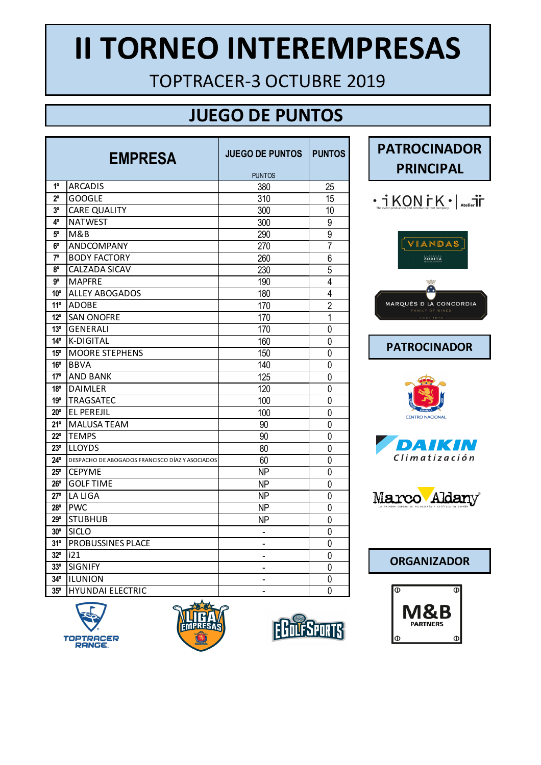# II TORNEO INTEREMPRESAS

TOPTRACER-3 OCTUBRE 2019

## JUEGO DE PUNTOS

| | EMPRESA | JUEGO DE PUNTOS<br>PUNTOS | PUNTOS |
|---|---|---|---|
| 1º | ARCADIS | 380 | 25 |
| 2º | GOOGLE | 310 | 15 |
| 3º | CARE QUALITY | 300 | 10 |
| 4º | NATWEST | 300 | 9 |
| 5º | M&B | 290 | 9 |
| 6º | ANDCOMPANY | 270 | 7 |
| 7º | BODY FACTORY | 260 | 6 |
| 8º | CALZADA SICAV | 230 | 5 |
| 9º | MAPFRE | 190 | 4 |
| 10º | ALLEY ABOGADOS | 180 | 4 |
| 11º | ADOBE | 170 | 2 |
| 12º | SAN ONOFRE | 170 | 1 |
| 13º | GENERALI | 170 | 0 |
| 14º | K-DIGITAL | 160 | 0 |
| 15º | MOORE STEPHENS | 150 | 0 |
| 16º | BBVA | 140 | 0 |
| 17º | AND BANK | 125 | 0 |
| 18º | DAIMLER | 120 | 0 |
| 19º | TRAGSATEC | 100 | 0 |
| 20º | EL PEREJIL | 100 | 0 |
| 21º | MALUSA TEAM | 90 | 0 |
| 22º | TEMPS | 90 | 0 |
| 23º | LLOYDS | 80 | 0 |
| 24º | DESPACHO DE ABOGADOS FRANCISCO DÍAZ Y ASOCIADOS | 60 | 0 |
| 25º | CEPYME | NP | 0 |
| 26º | GOLF TIME | NP | 0 |
| 27º | LA LIGA | NP | 0 |
| 28º | PWC | NP | 0 |
| 29º | STUBHUB | NP | 0 |
| 30º | SICLO | - | 0 |
| 31º | PROBUSSINES PLACE | - | 0 |
| 32º | i21 | - | 0 |
| 33º | SIGNIFY | - | 0 |
| 34º | ILUNION | - | 0 |
| 35º | HYUNDAI ELECTRIC | - | 0 |

**PATROCINADOR PRINCIPAL**

**PATROCINADOR**

**ORGANIZADOR**